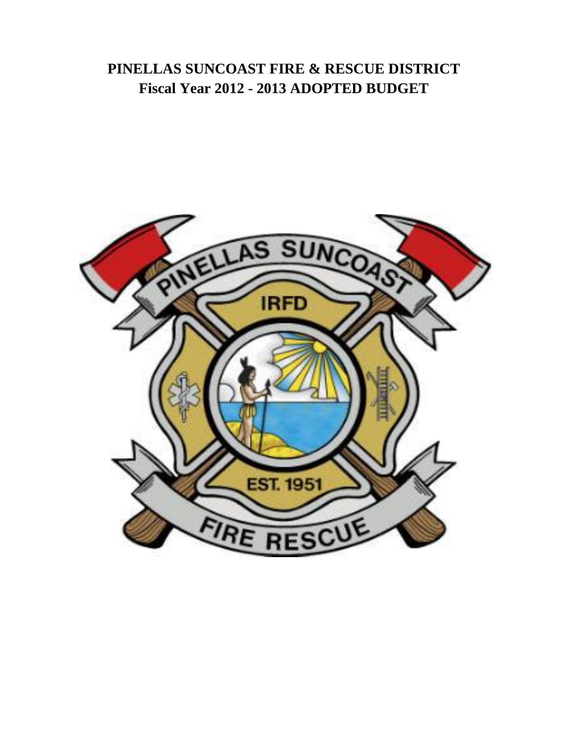# PINELLAS SUNCOAST FIRE & RESCUE DISTRICT
## Fiscal Year 2012 - 2013 ADOPTED BUDGET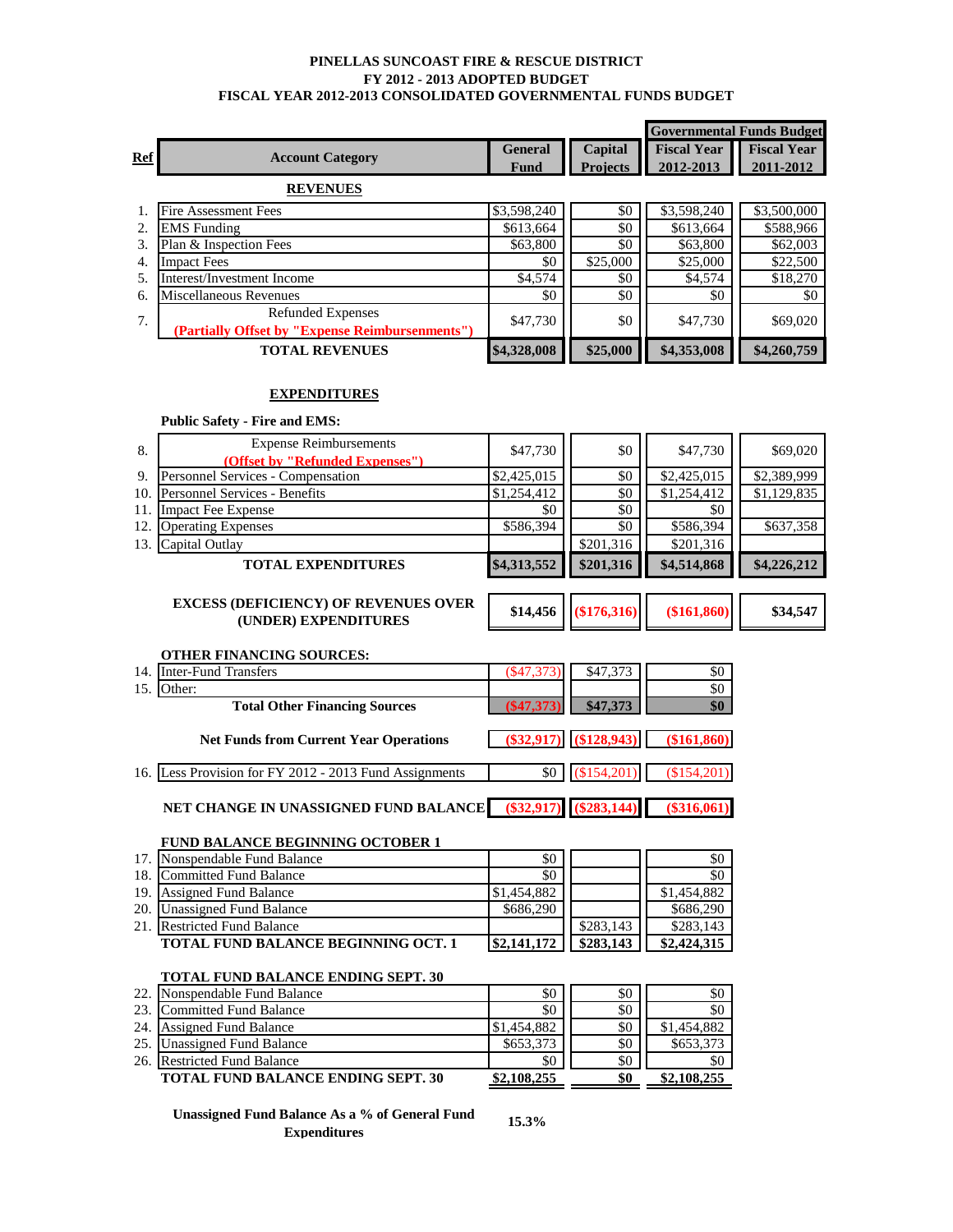# PINELLAS SUNCOAST FIRE & RESCUE DISTRICT
## FY 2012 - 2013 ADOPTED BUDGET
## FISCAL YEAR 2012-2013 CONSOLIDATED GOVERNMENTAL FUNDS BUDGET

| Ref | Account Category | General Fund | Capital Projects | Governmental Funds Budget Fiscal Year 2012-2013 | Governmental Funds Budget Fiscal Year 2011-2012 |
|---|---|---|---|---|---|
| | **REVENUES** | | | | |
| 1. | Fire Assessment Fees | $3,598,240 | $0 | $3,598,240 | $3,500,000 |
| 2. | EMS Funding | $613,664 | $0 | $613,664 | $588,966 |
| 3. | Plan & Inspection Fees | $63,800 | $0 | $63,800 | $62,003 |
| 4. | Impact Fees | $0 | $25,000 | $25,000 | $22,500 |
| 5. | Interest/Investment Income | $4,574 | $0 | $4,574 | $18,270 |
| 6. | Miscellaneous Revenues | $0 | $0 | $0 | $0 |
| 7. | Refunded Expenses (Partially Offset by "Expense Reimbursenments") | $47,730 | $0 | $47,730 | $69,020 |
| | **TOTAL REVENUES** | **$4,328,008** | **$25,000** | **$4,353,008** | **$4,260,759** |
| | **EXPENDITURES** | | | | |
| | **Public Safety - Fire and EMS:** | | | | |
| 8. | Expense Reimbursements (Offset by "Refunded Expenses") | $47,730 | $0 | $47,730 | $69,020 |
| 9. | Personnel Services - Compensation | $2,425,015 | $0 | $2,425,015 | $2,389,999 |
| 10. | Personnel Services - Benefits | $1,254,412 | $0 | $1,254,412 | $1,129,835 |
| 11. | Impact Fee Expense | $0 | $0 | $0 | |
| 12. | Operating Expenses | $586,394 | $0 | $586,394 | $637,358 |
| 13. | Capital Outlay | | $201,316 | $201,316 | |
| | **TOTAL EXPENDITURES** | **$4,313,552** | **$201,316** | **$4,514,868** | **$4,226,212** |
| | **EXCESS (DEFICIENCY) OF REVENUES OVER (UNDER) EXPENDITURES** | **$14,456** | **($176,316)** | **($161,860)** | **$34,547** |
| | **OTHER FINANCING SOURCES:** | | | | |
| 14. | Inter-Fund Transfers | ($47,373) | $47,373 | $0 | |
| 15. | Other: | | | $0 | |
| | **Total Other Financing Sources** | **($47,373)** | **$47,373** | **$0** | |
| | **Net Funds from Current Year Operations** | **($32,917)** | **($128,943)** | **($161,860)** | |
| 16. | Less Provision for FY 2012 - 2013 Fund Assignments | $0 | ($154,201) | ($154,201) | |
| | **NET CHANGE IN UNASSIGNED FUND BALANCE** | **($32,917)** | **($283,144)** | **($316,061)** | |
| | **FUND BALANCE BEGINNING OCTOBER 1** | | | | |
| 17. | Nonspendable Fund Balance | $0 | | $0 | |
| 18. | Committed Fund Balance | $0 | | $0 | |
| 19. | Assigned Fund Balance | $1,454,882 | | $1,454,882 | |
| 20. | Unassigned Fund Balance | $686,290 | | $686,290 | |
| 21. | Restricted Fund Balance | | $283,143 | $283,143 | |
| | **TOTAL FUND BALANCE BEGINNING OCT. 1** | **$2,141,172** | **$283,143** | **$2,424,315** | |
| | **TOTAL FUND BALANCE ENDING SEPT. 30** | | | | |
| 22. | Nonspendable Fund Balance | $0 | $0 | $0 | |
| 23. | Committed Fund Balance | $0 | $0 | $0 | |
| 24. | Assigned Fund Balance | $1,454,882 | $0 | $1,454,882 | |
| 25. | Unassigned Fund Balance | $653,373 | $0 | $653,373 | |
| 26. | Restricted Fund Balance | $0 | $0 | $0 | |
| | **TOTAL FUND BALANCE ENDING SEPT. 30** | **$2,108,255** | **$0** | **$2,108,255** | |

**Unassigned Fund Balance As a % of General Fund Expenditures** **15.3%**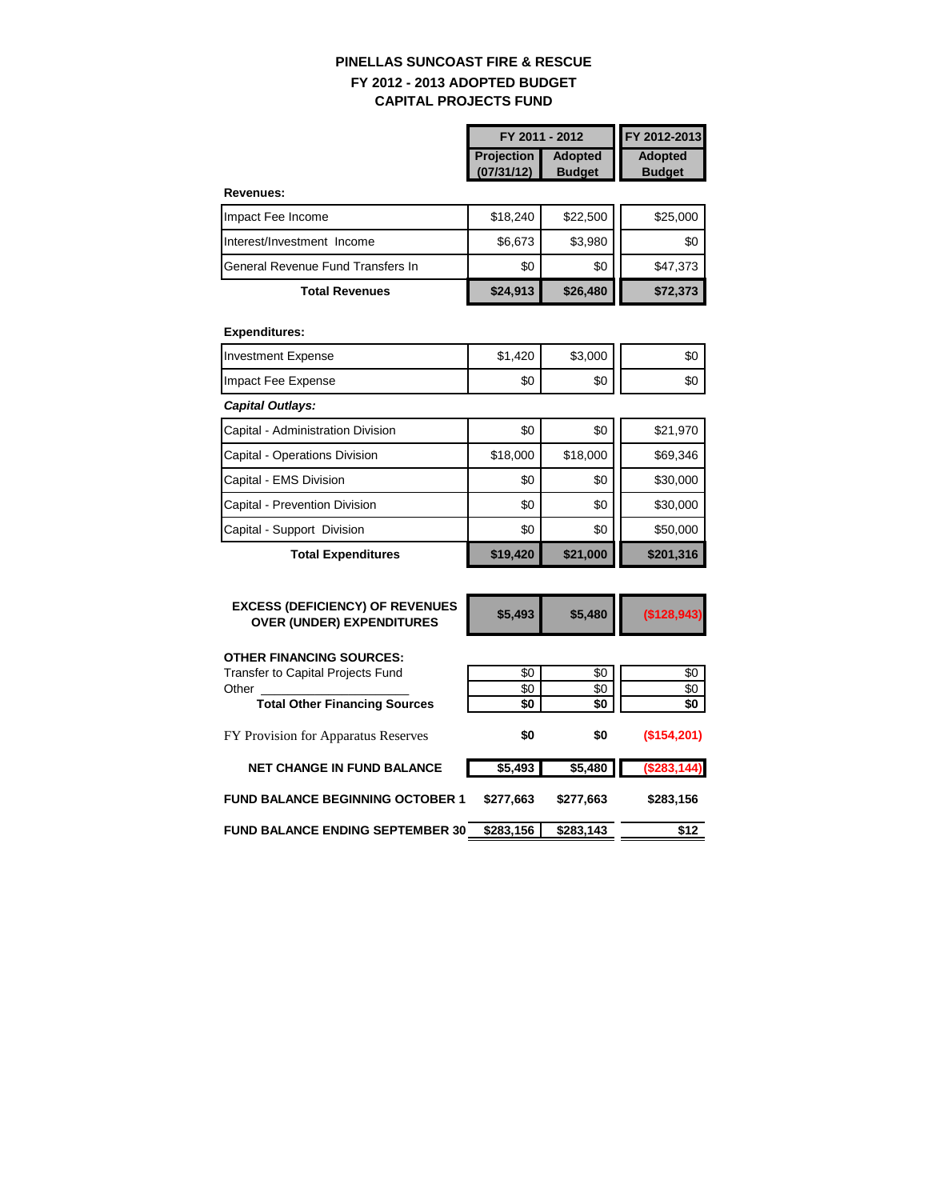# PINELLAS SUNCOAST FIRE & RESCUE
## FY 2012 - 2013 ADOPTED BUDGET
## CAPITAL PROJECTS FUND

| | FY 2011 - 2012 | | FY 2012-2013 |
|---|---|---|---|
| | Projection (07/31/12) | Adopted Budget | Adopted Budget |
| **Revenues:** | | | |
| Impact Fee Income | $18,240 | $22,500 | $25,000 |
| Interest/Investment Income | $6,673 | $3,980 | $0 |
| General Revenue Fund Transfers In | $0 | $0 | $47,373 |
| **Total Revenues** | **$24,913** | **$26,480** | **$72,373** |
| **Expenditures:** | | | |
| Investment Expense | $1,420 | $3,000 | $0 |
| Impact Fee Expense | $0 | $0 | $0 |
| ***Capital Outlays:*** | | | |
| Capital - Administration Division | $0 | $0 | $21,970 |
| Capital - Operations Division | $18,000 | $18,000 | $69,346 |
| Capital - EMS Division | $0 | $0 | $30,000 |
| Capital - Prevention Division | $0 | $0 | $30,000 |
| Capital - Support Division | $0 | $0 | $50,000 |
| **Total Expenditures** | **$19,420** | **$21,000** | **$201,316** |
| **EXCESS (DEFICIENCY) OF REVENUES OVER (UNDER) EXPENDITURES** | **$5,493** | **$5,480** | **($128,943)** |
| **OTHER FINANCING SOURCES:** | | | |
| Transfer to Capital Projects Fund | $0 | $0 | $0 |
| Other ____________________ | $0 | $0 | $0 |
| **Total Other Financing Sources** | **$0** | **$0** | **$0** |
| FY Provision for Apparatus Reserves | **$0** | **$0** | **($154,201)** |
| **NET CHANGE IN FUND BALANCE** | **$5,493** | **$5,480** | **($283,144)** |
| **FUND BALANCE BEGINNING OCTOBER 1** | **$277,663** | **$277,663** | **$283,156** |
| **FUND BALANCE ENDING SEPTEMBER 30** | **$283,156** | **$283,143** | **$12** |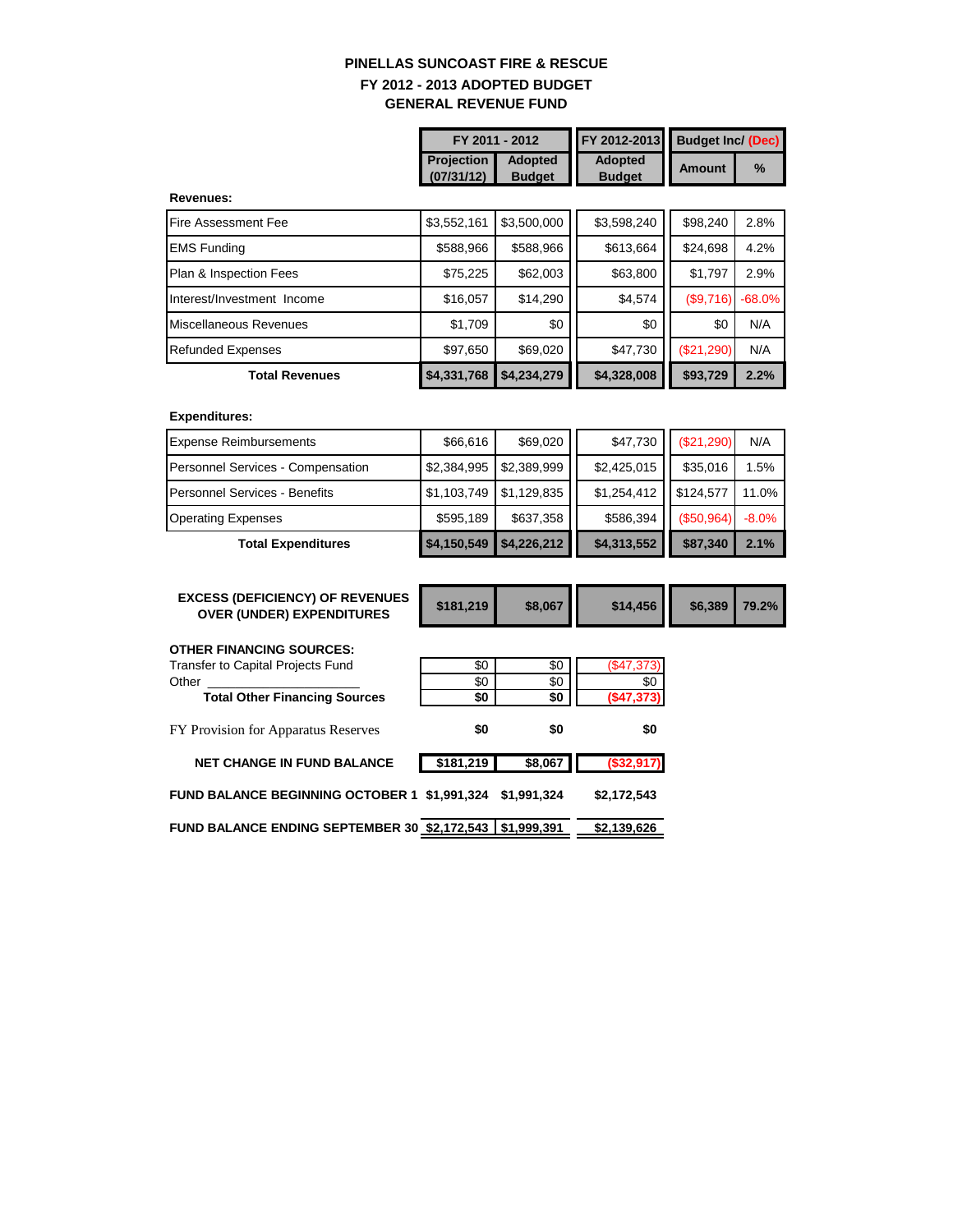**PINELLAS SUNCOAST FIRE & RESCUE**
**FY 2012 - 2013 ADOPTED BUDGET**
**GENERAL REVENUE FUND**

| | FY 2011 - 2012 | | FY 2012-2013 | Budget Inc/ (Dec) | |
|---|---|---|---|---|---|
| | Projection (07/31/12) | Adopted Budget | Adopted Budget | Amount | % |
| **Revenues:** | | | | | |
| Fire Assessment Fee | $3,552,161 | $3,500,000 | $3,598,240 | $98,240 | 2.8% |
| EMS Funding | $588,966 | $588,966 | $613,664 | $24,698 | 4.2% |
| Plan & Inspection Fees | $75,225 | $62,003 | $63,800 | $1,797 | 2.9% |
| Interest/Investment Income | $16,057 | $14,290 | $4,574 | ($9,716) | -68.0% |
| Miscellaneous Revenues | $1,709 | $0 | $0 | $0 | N/A |
| Refunded Expenses | $97,650 | $69,020 | $47,730 | ($21,290) | N/A |
| **Total Revenues** | **$4,331,768** | **$4,234,279** | **$4,328,008** | **$93,729** | **2.2%** |
| **Expenditures:** | | | | | |
| Expense Reimbursements | $66,616 | $69,020 | $47,730 | ($21,290) | N/A |
| Personnel Services - Compensation | $2,384,995 | $2,389,999 | $2,425,015 | $35,016 | 1.5% |
| Personnel Services - Benefits | $1,103,749 | $1,129,835 | $1,254,412 | $124,577 | 11.0% |
| Operating Expenses | $595,189 | $637,358 | $586,394 | ($50,964) | -8.0% |
| **Total Expenditures** | **$4,150,549** | **$4,226,212** | **$4,313,552** | **$87,340** | **2.1%** |
| **EXCESS (DEFICIENCY) OF REVENUES OVER (UNDER) EXPENDITURES** | **$181,219** | **$8,067** | **$14,456** | **$6,389** | **79.2%** |
| **OTHER FINANCING SOURCES:** | | | | | |
| Transfer to Capital Projects Fund | $0 | $0 | ($47,373) | | |
| Other \_\_\_\_\_\_\_\_\_\_\_\_\_\_\_\_\_\_\_\_ | $0 | $0 | $0 | | |
| **Total Other Financing Sources** | **$0** | **$0** | **($47,373)** | | |
| FY Provision for Apparatus Reserves | **$0** | **$0** | **$0** | | |
| **NET CHANGE IN FUND BALANCE** | **$181,219** | **$8,067** | **($32,917)** | | |
| **FUND BALANCE BEGINNING OCTOBER 1** | **$1,991,324** | **$1,991,324** | **$2,172,543** | | |
| **FUND BALANCE ENDING SEPTEMBER 30** | **$2,172,543** | **$1,999,391** | **$2,139,626** | | |